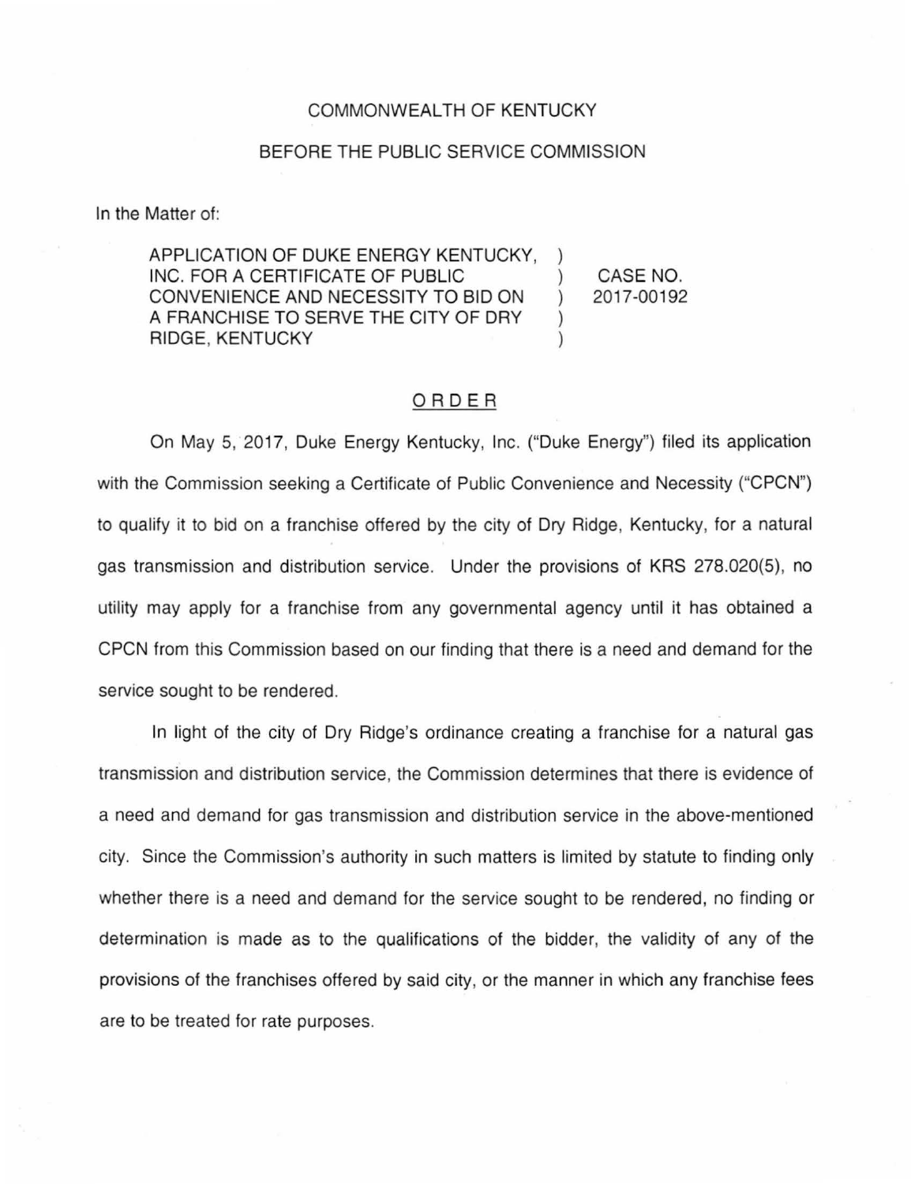COMMONWEALTH OF KENTUCKY

BEFORE THE PUBLIC SERVICE COMMISSION

In the Matter of:

| | | |
|---|---|---|
| APPLICATION OF DUKE ENERGY KENTUCKY, INC. FOR A CERTIFICATE OF PUBLIC CONVENIENCE AND NECESSITY TO BID ON A FRANCHISE TO SERVE THE CITY OF DRY RIDGE, KENTUCKY | ) | CASE NO. 2017-00192 |

## ORDER

On May 5, 2017, Duke Energy Kentucky, Inc. ("Duke Energy") filed its application with the Commission seeking a Certificate of Public Convenience and Necessity ("CPCN") to qualify it to bid on a franchise offered by the city of Dry Ridge, Kentucky, for a natural gas transmission and distribution service. Under the provisions of KRS 278.020(5), no utility may apply for a franchise from any governmental agency until it has obtained a CPCN from this Commission based on our finding that there is a need and demand for the service sought to be rendered.

In light of the city of Dry Ridge's ordinance creating a franchise for a natural gas transmission and distribution service, the Commission determines that there is evidence of a need and demand for gas transmission and distribution service in the above-mentioned city. Since the Commission's authority in such matters is limited by statute to finding only whether there is a need and demand for the service sought to be rendered, no finding or determination is made as to the qualifications of the bidder, the validity of any of the provisions of the franchises offered by said city, or the manner in which any franchise fees are to be treated for rate purposes.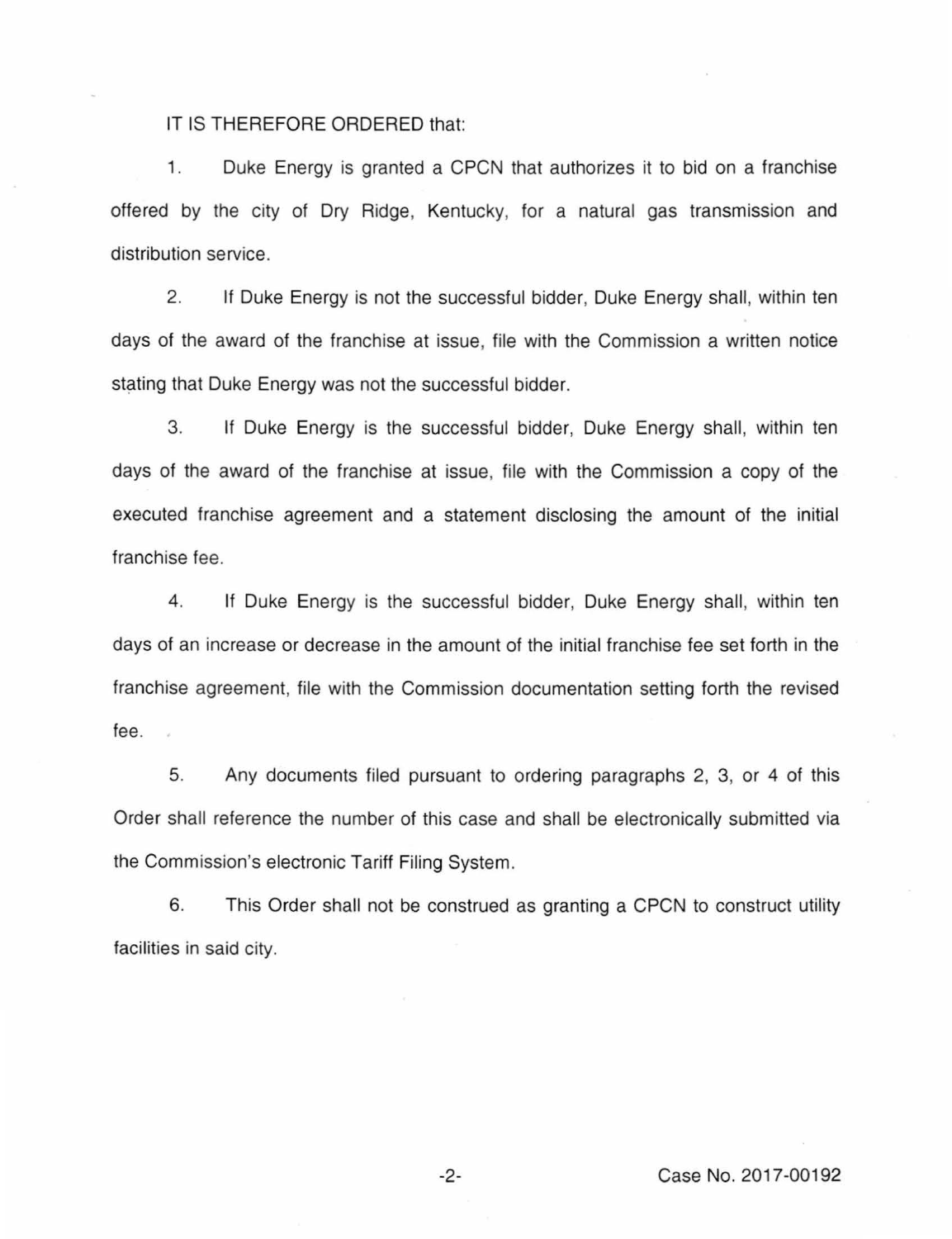IT IS THEREFORE ORDERED that:

1. Duke Energy is granted a CPCN that authorizes it to bid on a franchise offered by the city of Dry Ridge, Kentucky, for a natural gas transmission and distribution service.

2. If Duke Energy is not the successful bidder, Duke Energy shall, within ten days of the award of the franchise at issue, file with the Commission a written notice stating that Duke Energy was not the successful bidder.

3. If Duke Energy is the successful bidder, Duke Energy shall, within ten days of the award of the franchise at issue, file with the Commission a copy of the executed franchise agreement and a statement disclosing the amount of the initial franchise fee.

4. If Duke Energy is the successful bidder, Duke Energy shall, within ten days of an increase or decrease in the amount of the initial franchise fee set forth in the franchise agreement, file with the Commission documentation setting forth the revised fee.

5. Any documents filed pursuant to ordering paragraphs 2, 3, or 4 of this Order shall reference the number of this case and shall be electronically submitted via the Commission's electronic Tariff Filing System.

6. This Order shall not be construed as granting a CPCN to construct utility facilities in said city.

Case No. 2017-00192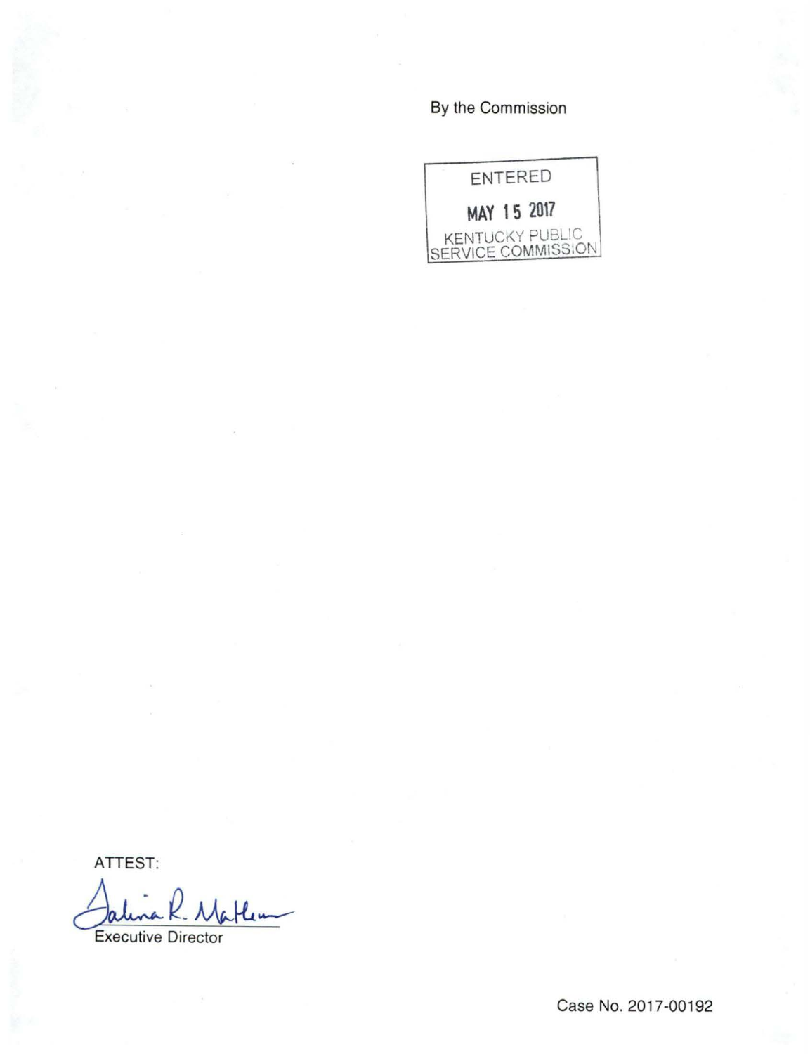By the Commission

ENTERED

MAY 15 2017

KENTUCKY PUBLIC SERVICE COMMISSION

ATTEST:

Executive Director

Case No. 2017-00192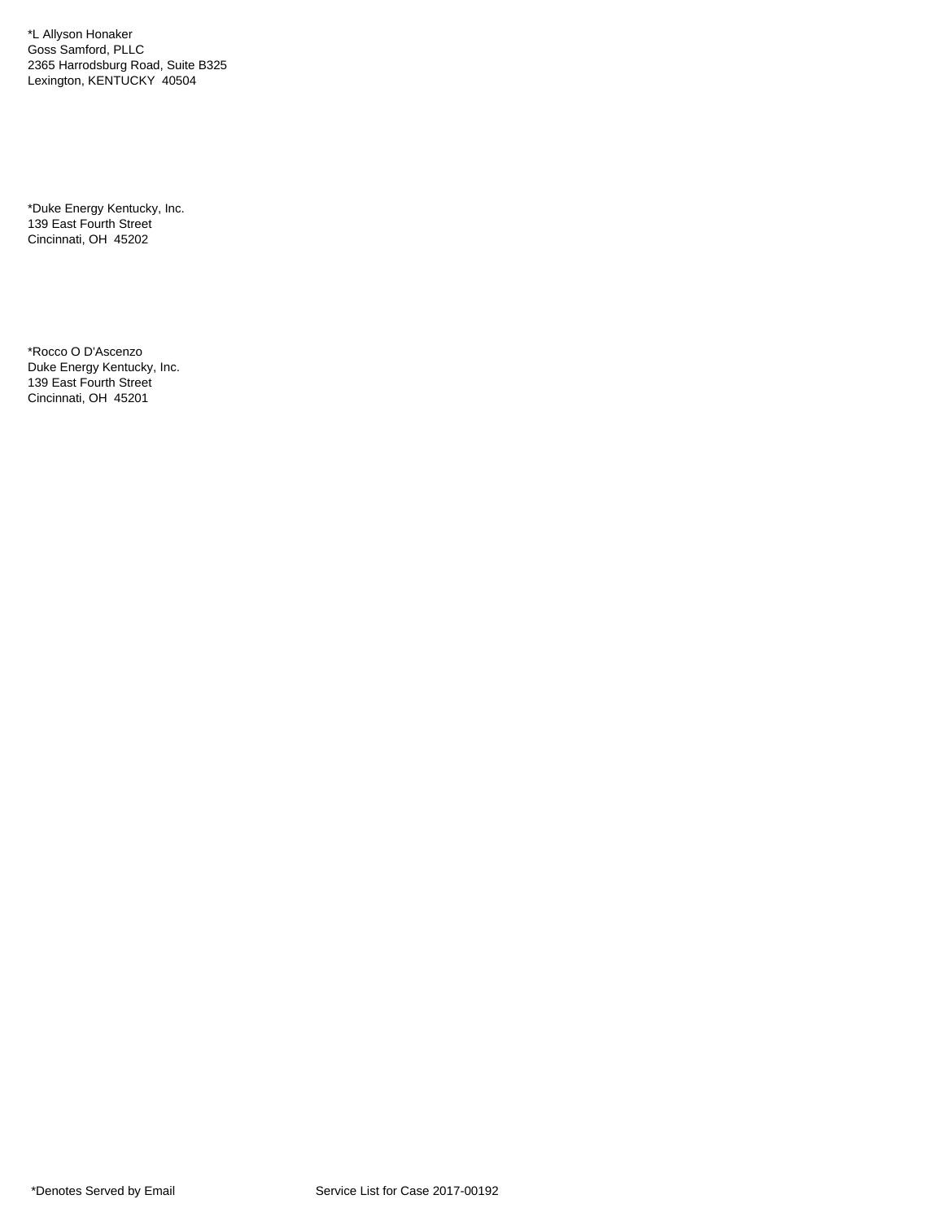*L Allyson Honaker
Goss Samford, PLLC
2365 Harrodsburg Road, Suite B325
Lexington, KENTUCKY  40504

*Duke Energy Kentucky, Inc.
139 East Fourth Street
Cincinnati, OH  45202

*Rocco O D'Ascenzo
Duke Energy Kentucky, Inc.
139 East Fourth Street
Cincinnati, OH  45201

*Denotes Served by Email

Service List for Case 2017-00192